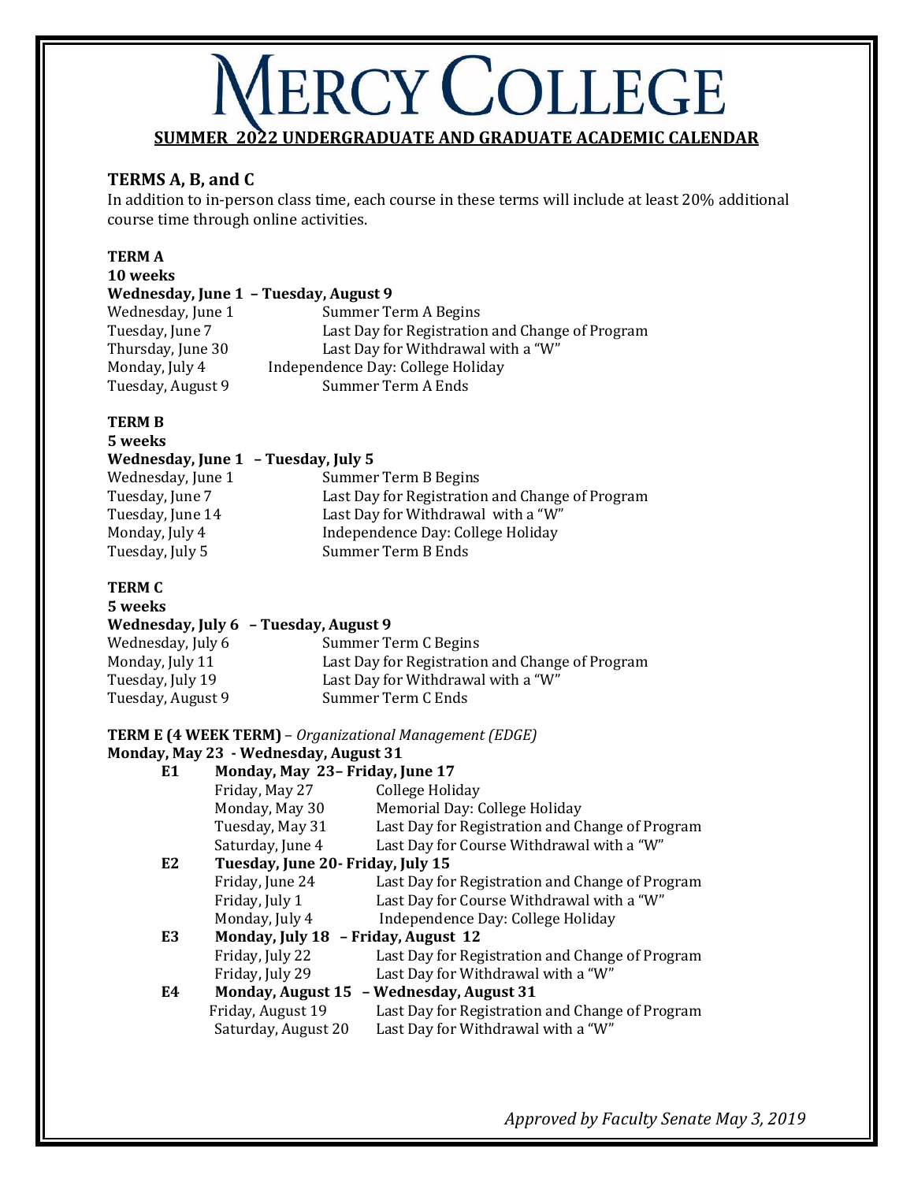# MERCY COLLEGE

## SUMMER 2022 UNDERGRADUATE AND GRADUATE ACADEMIC CALENDAR

### TERMS A, B, and C

In addition to in-person class time, each course in these terms will include at least 20% additional course time through online activities.

**TERM A**
**10 weeks**
**Wednesday, June 1 – Tuesday, August 9**

| | |
|---|---|
| Wednesday, June 1 | Summer Term A Begins |
| Tuesday, June 7 | Last Day for Registration and Change of Program |
| Thursday, June 30 | Last Day for Withdrawal with a "W" |
| Monday, July 4 | Independence Day: College Holiday |
| Tuesday, August 9 | Summer Term A Ends |

**TERM B**
**5 weeks**
**Wednesday, June 1 – Tuesday, July 5**

| | |
|---|---|
| Wednesday, June 1 | Summer Term B Begins |
| Tuesday, June 7 | Last Day for Registration and Change of Program |
| Tuesday, June 14 | Last Day for Withdrawal with a "W" |
| Monday, July 4 | Independence Day: College Holiday |
| Tuesday, July 5 | Summer Term B Ends |

**TERM C**
**5 weeks**
**Wednesday, July 6 – Tuesday, August 9**

| | |
|---|---|
| Wednesday, July 6 | Summer Term C Begins |
| Monday, July 11 | Last Day for Registration and Change of Program |
| Tuesday, July 19 | Last Day for Withdrawal with a "W" |
| Tuesday, August 9 | Summer Term C Ends |

**TERM E (4 WEEK TERM)** – *Organizational Management (EDGE)*
**Monday, May 23 - Wednesday, August 31**

**E1 Monday, May 23– Friday, June 17**

| | |
|---|---|
| Friday, May 27 | College Holiday |
| Monday, May 30 | Memorial Day: College Holiday |
| Tuesday, May 31 | Last Day for Registration and Change of Program |
| Saturday, June 4 | Last Day for Course Withdrawal with a "W" |

**E2 Tuesday, June 20- Friday, July 15**

| | |
|---|---|
| Friday, June 24 | Last Day for Registration and Change of Program |
| Friday, July 1 | Last Day for Course Withdrawal with a "W" |
| Monday, July 4 | Independence Day: College Holiday |

**E3 Monday, July 18 – Friday, August 12**

| | |
|---|---|
| Friday, July 22 | Last Day for Registration and Change of Program |
| Friday, July 29 | Last Day for Withdrawal with a "W" |

**E4 Monday, August 15 – Wednesday, August 31**

| | |
|---|---|
| Friday, August 19 | Last Day for Registration and Change of Program |
| Saturday, August 20 | Last Day for Withdrawal with a "W" |

*Approved by Faculty Senate May 3, 2019*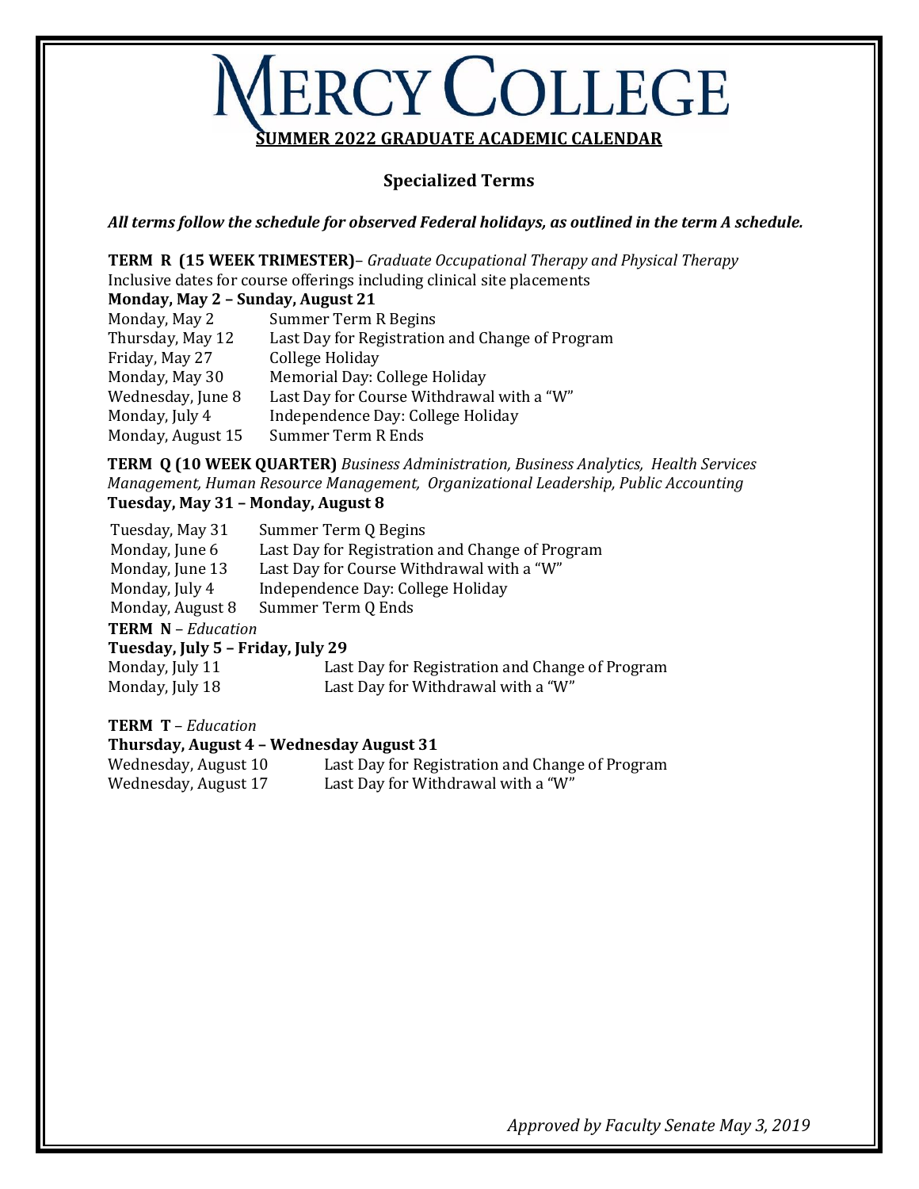# MERCY COLLEGE

## SUMMER 2022 GRADUATE ACADEMIC CALENDAR

### Specialized Terms

***All terms follow the schedule for observed Federal holidays, as outlined in the term A schedule.***

**TERM R (15 WEEK TRIMESTER)**– *Graduate Occupational Therapy and Physical Therapy*
Inclusive dates for course offerings including clinical site placements
**Monday, May 2 – Sunday, August 21**

| | |
|---|---|
| Monday, May 2 | Summer Term R Begins |
| Thursday, May 12 | Last Day for Registration and Change of Program |
| Friday, May 27 | College Holiday |
| Monday, May 30 | Memorial Day: College Holiday |
| Wednesday, June 8 | Last Day for Course Withdrawal with a "W" |
| Monday, July 4 | Independence Day: College Holiday |
| Monday, August 15 | Summer Term R Ends |

**TERM Q (10 WEEK QUARTER)** *Business Administration, Business Analytics, Health Services Management, Human Resource Management, Organizational Leadership, Public Accounting*
**Tuesday, May 31 – Monday, August 8**

| | |
|---|---|
| Tuesday, May 31 | Summer Term Q Begins |
| Monday, June 6 | Last Day for Registration and Change of Program |
| Monday, June 13 | Last Day for Course Withdrawal with a "W" |
| Monday, July 4 | Independence Day: College Holiday |
| Monday, August 8 | Summer Term Q Ends |

**TERM N** – *Education*
**Tuesday, July 5 – Friday, July 29**

| | |
|---|---|
| Monday, July 11 | Last Day for Registration and Change of Program |
| Monday, July 18 | Last Day for Withdrawal with a "W" |

**TERM T** – *Education*
**Thursday, August 4 – Wednesday August 31**

| | |
|---|---|
| Wednesday, August 10 | Last Day for Registration and Change of Program |
| Wednesday, August 17 | Last Day for Withdrawal with a "W" |

*Approved by Faculty Senate May 3, 2019*